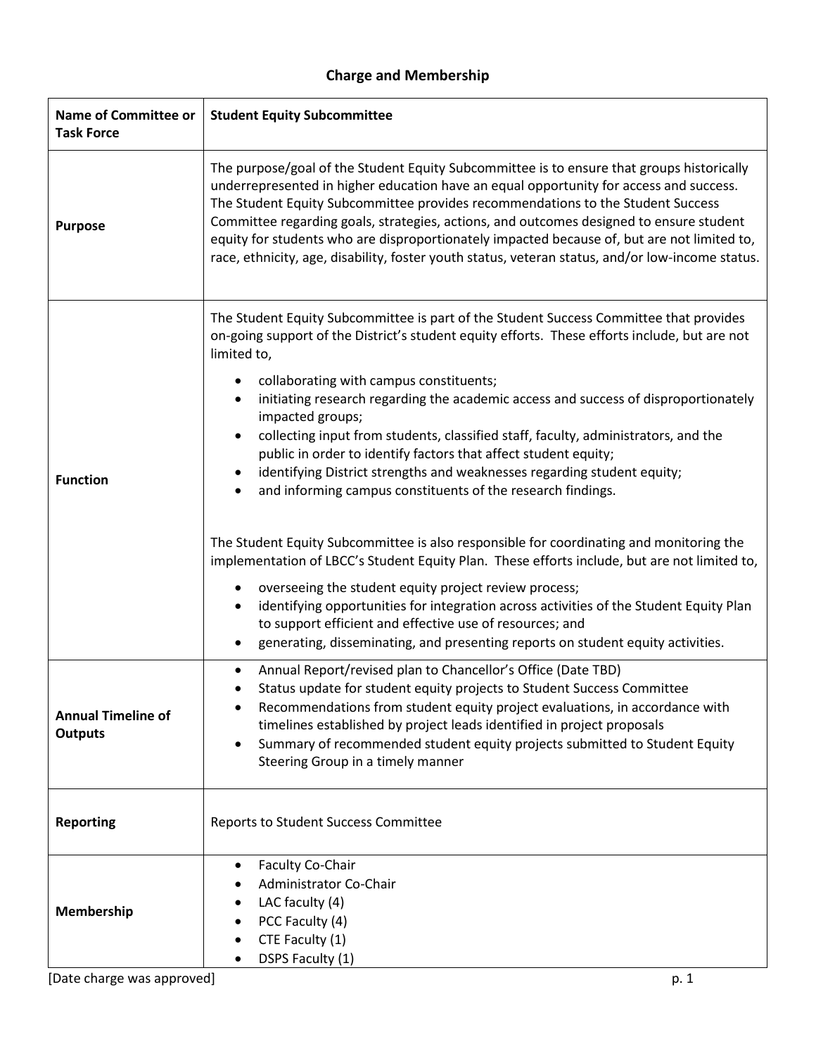# Charge and Membership

| Name of Committee or Task Force | Student Equity Subcommittee |
|---|---|
| **Purpose** | The purpose/goal of the Student Equity Subcommittee is to ensure that groups historically underrepresented in higher education have an equal opportunity for access and success. The Student Equity Subcommittee provides recommendations to the Student Success Committee regarding goals, strategies, actions, and outcomes designed to ensure student equity for students who are disproportionately impacted because of, but are not limited to, race, ethnicity, age, disability, foster youth status, veteran status, and/or low-income status. |
| **Function** | The Student Equity Subcommittee is part of the Student Success Committee that provides on-going support of the District's student equity efforts. These efforts include, but are not limited to, <br>• collaborating with campus constituents;<br>• initiating research regarding the academic access and success of disproportionately impacted groups;<br>• collecting input from students, classified staff, faculty, administrators, and the public in order to identify factors that affect student equity;<br>• identifying District strengths and weaknesses regarding student equity;<br>• and informing campus constituents of the research findings.<br><br>The Student Equity Subcommittee is also responsible for coordinating and monitoring the implementation of LBCC's Student Equity Plan. These efforts include, but are not limited to,<br>• overseeing the student equity project review process;<br>• identifying opportunities for integration across activities of the Student Equity Plan to support efficient and effective use of resources; and<br>• generating, disseminating, and presenting reports on student equity activities. |
| **Annual Timeline of Outputs** | • Annual Report/revised plan to Chancellor's Office (Date TBD)<br>• Status update for student equity projects to Student Success Committee<br>• Recommendations from student equity project evaluations, in accordance with timelines established by project leads identified in project proposals<br>• Summary of recommended student equity projects submitted to Student Equity Steering Group in a timely manner |
| **Reporting** | Reports to Student Success Committee |
| **Membership** | • Faculty Co-Chair<br>• Administrator Co-Chair<br>• LAC faculty (4)<br>• PCC Faculty (4)<br>• CTE Faculty (1)<br>• DSPS Faculty (1) |

[Date charge was approved]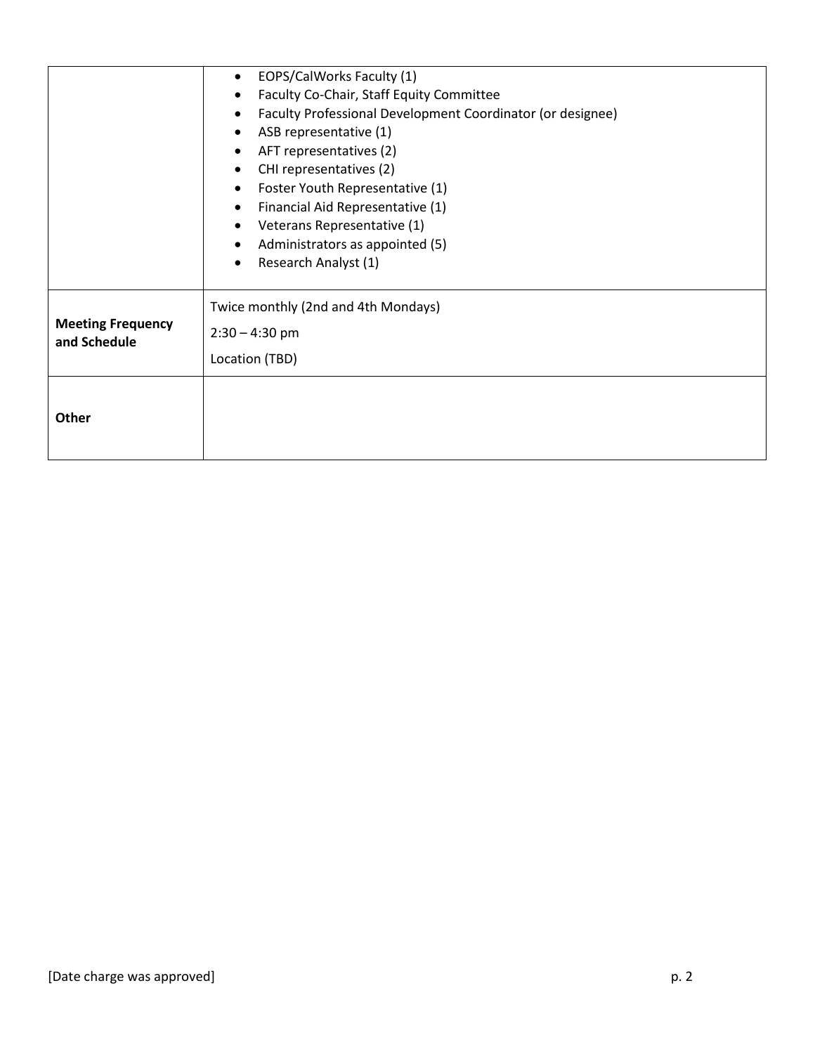| | |
|---|---|
| | • EOPS/CalWorks Faculty (1)<br>• Faculty Co-Chair, Staff Equity Committee<br>• Faculty Professional Development Coordinator (or designee)<br>• ASB representative (1)<br>• AFT representatives (2)<br>• CHI representatives (2)<br>• Foster Youth Representative (1)<br>• Financial Aid Representative (1)<br>• Veterans Representative (1)<br>• Administrators as appointed (5)<br>• Research Analyst (1) |
| **Meeting Frequency and Schedule** | Twice monthly (2nd and 4th Mondays)<br>2:30 – 4:30 pm<br>Location (TBD) |
| **Other** | |

[Date charge was approved]